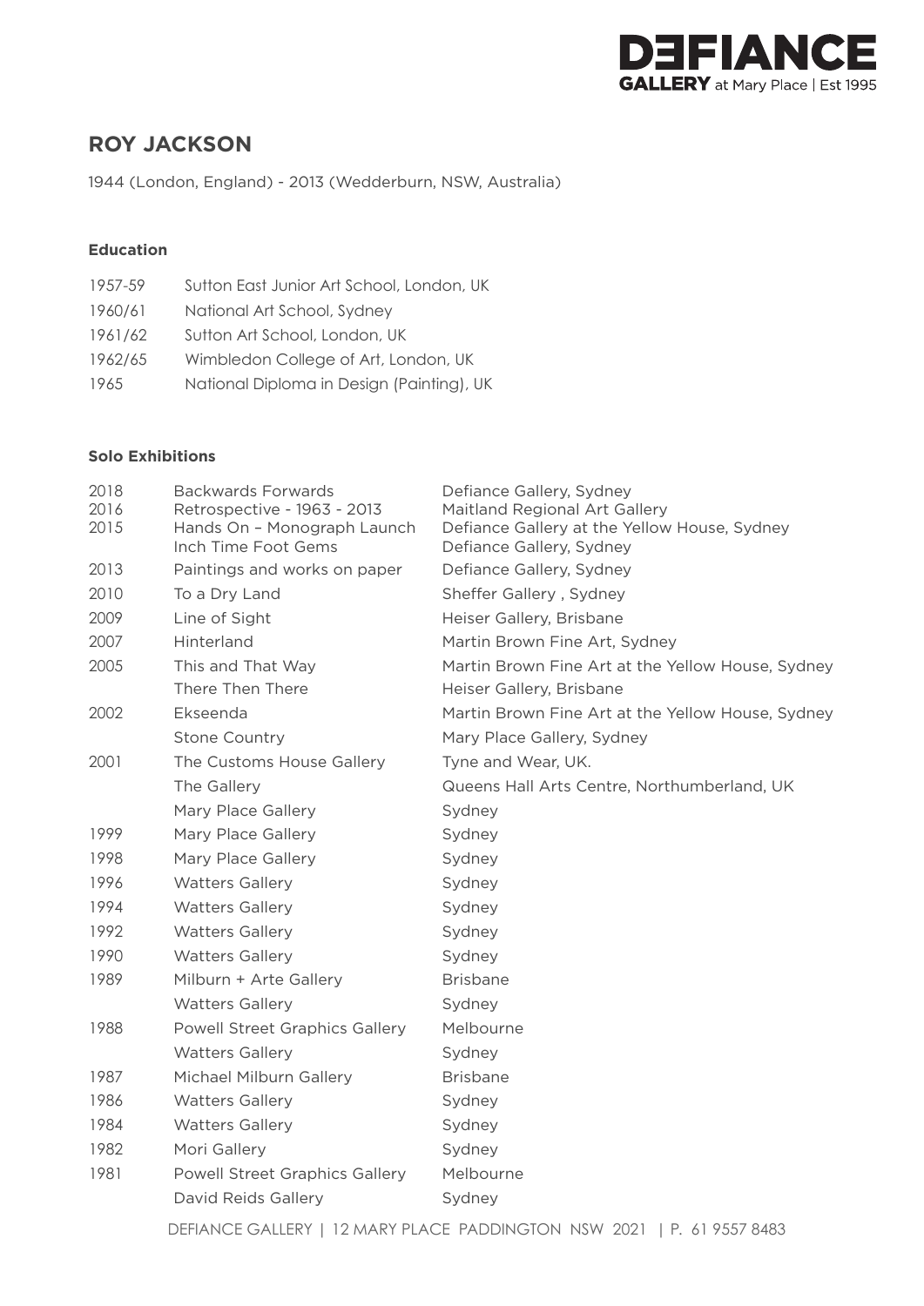# ROY JACKSON

1944 (London, England) - 2013 (Wedderburn, NSW, Australia)

### Education

| | |
|---|---|
| 1957-59 | Sutton East Junior Art School, London, UK |
| 1960/61 | National Art School, Sydney |
| 1961/62 | Sutton Art School, London, UK |
| 1962/65 | Wimbledon College of Art, London, UK |
| 1965 | National Diploma in Design (Painting), UK |

### Solo Exhibitions

| | | |
|---|---|---|
| 2018 | Backwards Forwards | Defiance Gallery, Sydney |
| 2016 | Retrospective - 1963 - 2013 | Maitland Regional Art Gallery |
| 2015 | Hands On – Monograph Launch | Defiance Gallery at the Yellow House, Sydney |
| | Inch Time Foot Gems | Defiance Gallery, Sydney |
| 2013 | Paintings and works on paper | Defiance Gallery, Sydney |
| 2010 | To a Dry Land | Sheffer Gallery , Sydney |
| 2009 | Line of Sight | Heiser Gallery, Brisbane |
| 2007 | Hinterland | Martin Brown Fine Art, Sydney |
| 2005 | This and That Way | Martin Brown Fine Art at the Yellow House, Sydney |
| | There Then There | Heiser Gallery, Brisbane |
| 2002 | Ekseenda | Martin Brown Fine Art at the Yellow House, Sydney |
| | Stone Country | Mary Place Gallery, Sydney |
| 2001 | The Customs House Gallery | Tyne and Wear, UK. |
| | The Gallery | Queens Hall Arts Centre, Northumberland, UK |
| | Mary Place Gallery | Sydney |
| 1999 | Mary Place Gallery | Sydney |
| 1998 | Mary Place Gallery | Sydney |
| 1996 | Watters Gallery | Sydney |
| 1994 | Watters Gallery | Sydney |
| 1992 | Watters Gallery | Sydney |
| 1990 | Watters Gallery | Sydney |
| 1989 | Milburn + Arte Gallery | Brisbane |
| | Watters Gallery | Sydney |
| 1988 | Powell Street Graphics Gallery | Melbourne |
| | Watters Gallery | Sydney |
| 1987 | Michael Milburn Gallery | Brisbane |
| 1986 | Watters Gallery | Sydney |
| 1984 | Watters Gallery | Sydney |
| 1982 | Mori Gallery | Sydney |
| 1981 | Powell Street Graphics Gallery | Melbourne |
| | David Reids Gallery | Sydney |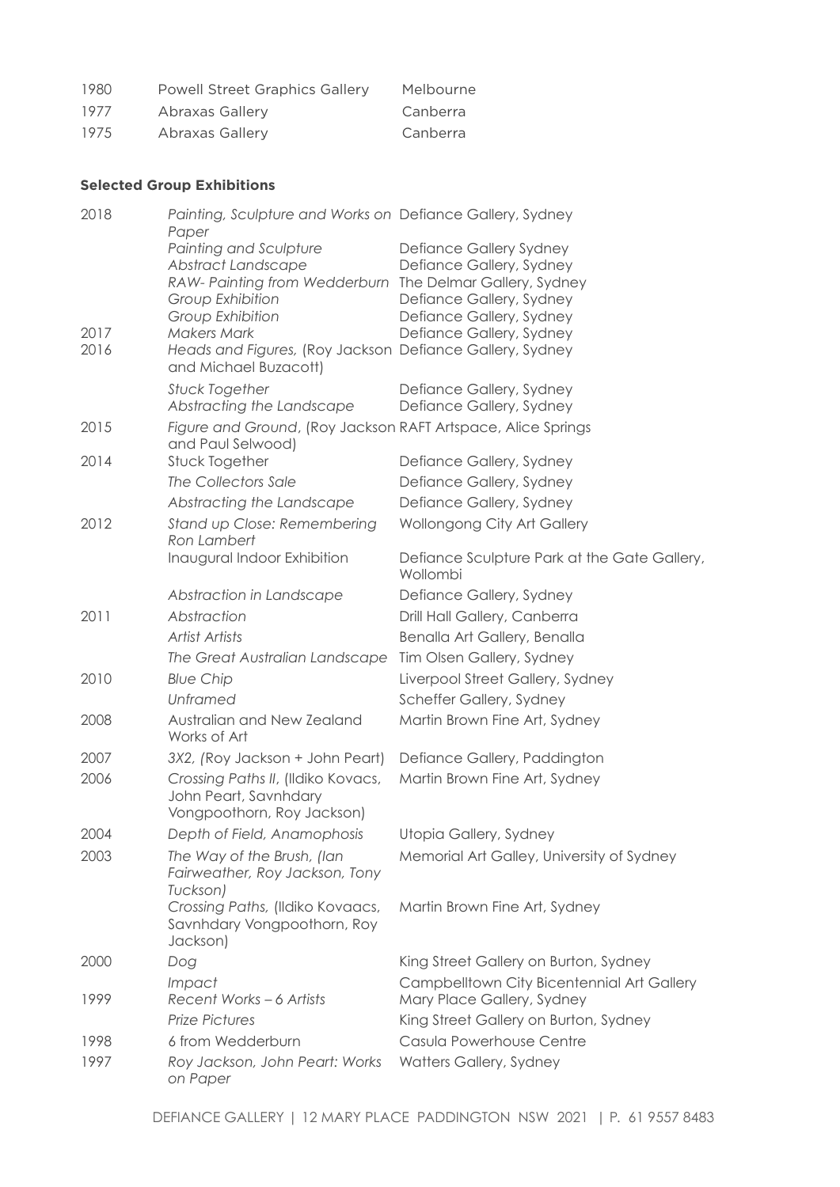| | | |
|---|---|---|
| 1980 | Powell Street Graphics Gallery | Melbourne |
| 1977 | Abraxas Gallery | Canberra |
| 1975 | Abraxas Gallery | Canberra |

**Selected Group Exhibitions**

| | | |
|---|---|---|
| 2018 | *Painting, Sculpture and Works on Paper* | Defiance Gallery, Sydney |
| | *Painting and Sculpture* | Defiance Gallery Sydney |
| | *Abstract Landscape* | Defiance Gallery, Sydney |
| | *RAW- Painting from Wedderburn* | The Delmar Gallery, Sydney |
| | *Group Exhibition* | Defiance Gallery, Sydney |
| | *Group Exhibition* | Defiance Gallery, Sydney |
| 2017 | *Makers Mark* | Defiance Gallery, Sydney |
| 2016 | *Heads and Figures,* (Roy Jackson and Michael Buzacott) | Defiance Gallery, Sydney |
| | *Stuck Together* | Defiance Gallery, Sydney |
| | *Abstracting the Landscape* | Defiance Gallery, Sydney |
| 2015 | *Figure and Ground*, (Roy Jackson and Paul Selwood) | RAFT Artspace, Alice Springs |
| 2014 | Stuck Together | Defiance Gallery, Sydney |
| | *The Collectors Sale* | Defiance Gallery, Sydney |
| | *Abstracting the Landscape* | Defiance Gallery, Sydney |
| 2012 | *Stand up Close: Remembering Ron Lambert* | Wollongong City Art Gallery |
| | Inaugural Indoor Exhibition | Defiance Sculpture Park at the Gate Gallery, Wollombi |
| | *Abstraction in Landscape* | Defiance Gallery, Sydney |
| 2011 | *Abstraction* | Drill Hall Gallery, Canberra |
| | *Artist Artists* | Benalla Art Gallery, Benalla |
| | *The Great Australian Landscape* | Tim Olsen Gallery, Sydney |
| 2010 | *Blue Chip* | Liverpool Street Gallery, Sydney |
| | *Unframed* | Scheffer Gallery, Sydney |
| 2008 | Australian and New Zealand Works of Art | Martin Brown Fine Art, Sydney |
| 2007 | *3X2, (*Roy Jackson + John Peart) | Defiance Gallery, Paddington |
| 2006 | *Crossing Paths II*, (Ildiko Kovacs, John Peart, Savnhdary Vongpoothorn, Roy Jackson) | Martin Brown Fine Art, Sydney |
| 2004 | *Depth of Field, Anamophosis* | Utopia Gallery, Sydney |
| 2003 | *The Way of the Brush, (Ian Fairweather, Roy Jackson, Tony Tuckson)* | Memorial Art Galley, University of Sydney |
| | *Crossing Paths,* (Ildiko Kovaacs, Savnhdary Vongpoothorn, Roy Jackson) | Martin Brown Fine Art, Sydney |
| 2000 | *Dog* | King Street Gallery on Burton, Sydney |
| | *Impact* | Campbelltown City Bicentennial Art Gallery |
| 1999 | *Recent Works – 6 Artists* | Mary Place Gallery, Sydney |
| | *Prize Pictures* | King Street Gallery on Burton, Sydney |
| 1998 | 6 from Wedderburn | Casula Powerhouse Centre |
| 1997 | *Roy Jackson, John Peart: Works on Paper* | Watters Gallery, Sydney |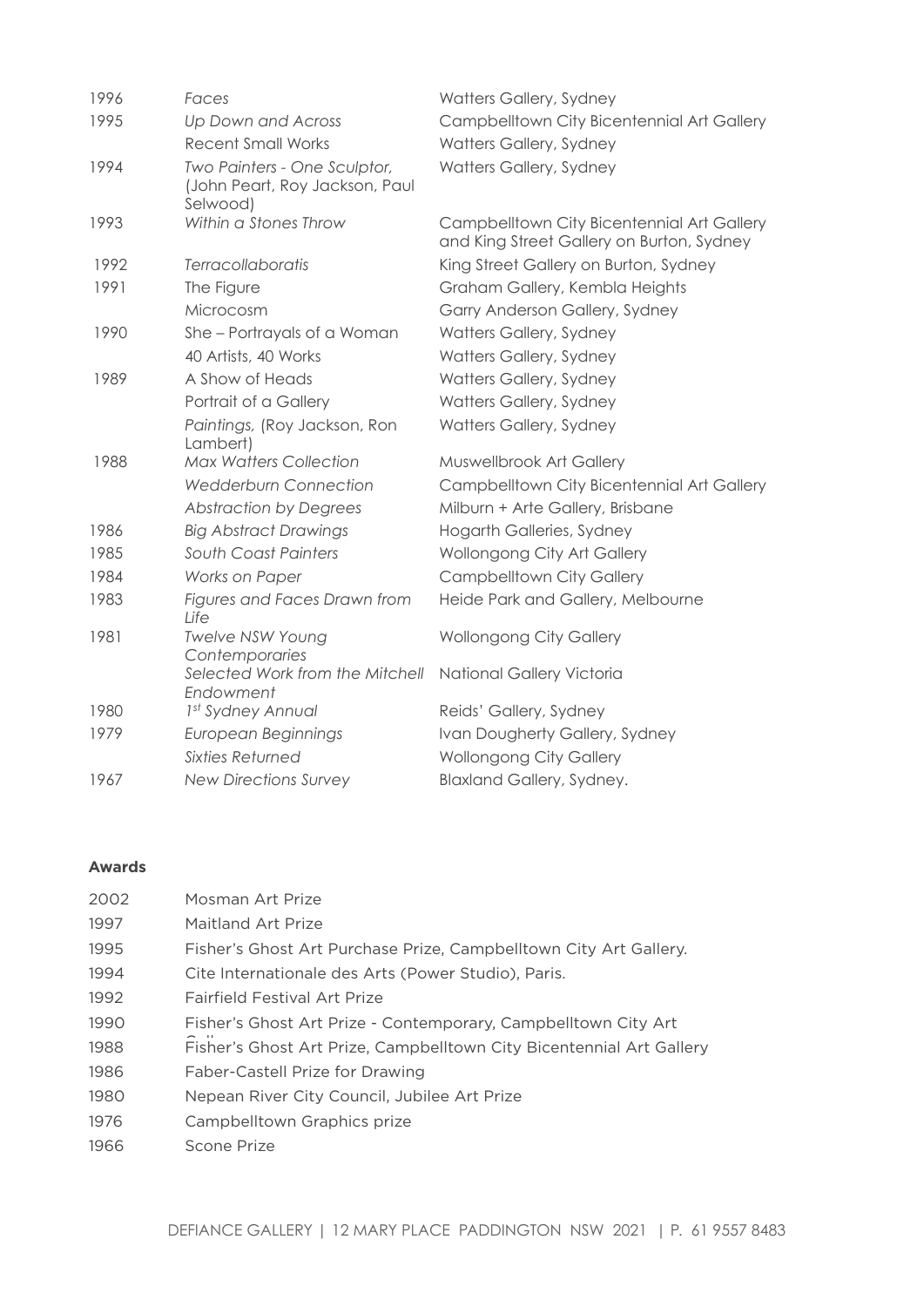| | | |
|---|---|---|
| 1996 | *Faces* | Watters Gallery, Sydney |
| 1995 | *Up Down and Across* | Campbelltown City Bicentennial Art Gallery |
| | Recent Small Works | Watters Gallery, Sydney |
| 1994 | *Two Painters - One Sculptor,* (John Peart, Roy Jackson, Paul Selwood) | Watters Gallery, Sydney |
| 1993 | *Within a Stones Throw* | Campbelltown City Bicentennial Art Gallery and King Street Gallery on Burton, Sydney |
| 1992 | *Terracollaboratis* | King Street Gallery on Burton, Sydney |
| 1991 | The Figure | Graham Gallery, Kembla Heights |
| | Microcosm | Garry Anderson Gallery, Sydney |
| 1990 | She – Portrayals of a Woman | Watters Gallery, Sydney |
| | 40 Artists, 40 Works | Watters Gallery, Sydney |
| 1989 | A Show of Heads | Watters Gallery, Sydney |
| | Portrait of a Gallery | Watters Gallery, Sydney |
| | *Paintings,* (Roy Jackson, Ron Lambert) | Watters Gallery, Sydney |
| 1988 | *Max Watters Collection* | Muswellbrook Art Gallery |
| | *Wedderburn Connection* | Campbelltown City Bicentennial Art Gallery |
| | *Abstraction by Degrees* | Milburn + Arte Gallery, Brisbane |
| 1986 | *Big Abstract Drawings* | Hogarth Galleries, Sydney |
| 1985 | *South Coast Painters* | Wollongong City Art Gallery |
| 1984 | *Works on Paper* | Campbelltown City Gallery |
| 1983 | *Figures and Faces Drawn from Life* | Heide Park and Gallery, Melbourne |
| 1981 | *Twelve NSW Young Contemporaries* | Wollongong City Gallery |
| | *Selected Work from the Mitchell Endowment* | National Gallery Victoria |
| 1980 | *1st Sydney Annual* | Reids' Gallery, Sydney |
| 1979 | *European Beginnings* | Ivan Dougherty Gallery, Sydney |
| | *Sixties Returned* | Wollongong City Gallery |
| 1967 | *New Directions Survey* | Blaxland Gallery, Sydney. |

**Awards**

| | |
|---|---|
| 2002 | Mosman Art Prize |
| 1997 | Maitland Art Prize |
| 1995 | Fisher's Ghost Art Purchase Prize, Campbelltown City Art Gallery. |
| 1994 | Cite Internationale des Arts (Power Studio), Paris. |
| 1992 | Fairfield Festival Art Prize |
| 1990 | Fisher's Ghost Art Prize - Contemporary, Campbelltown City Art Gallery |
| 1988 | Fisher's Ghost Art Prize, Campbelltown City Bicentennial Art Gallery |
| 1986 | Faber-Castell Prize for Drawing |
| 1980 | Nepean River City Council, Jubilee Art Prize |
| 1976 | Campbelltown Graphics prize |
| 1966 | Scone Prize |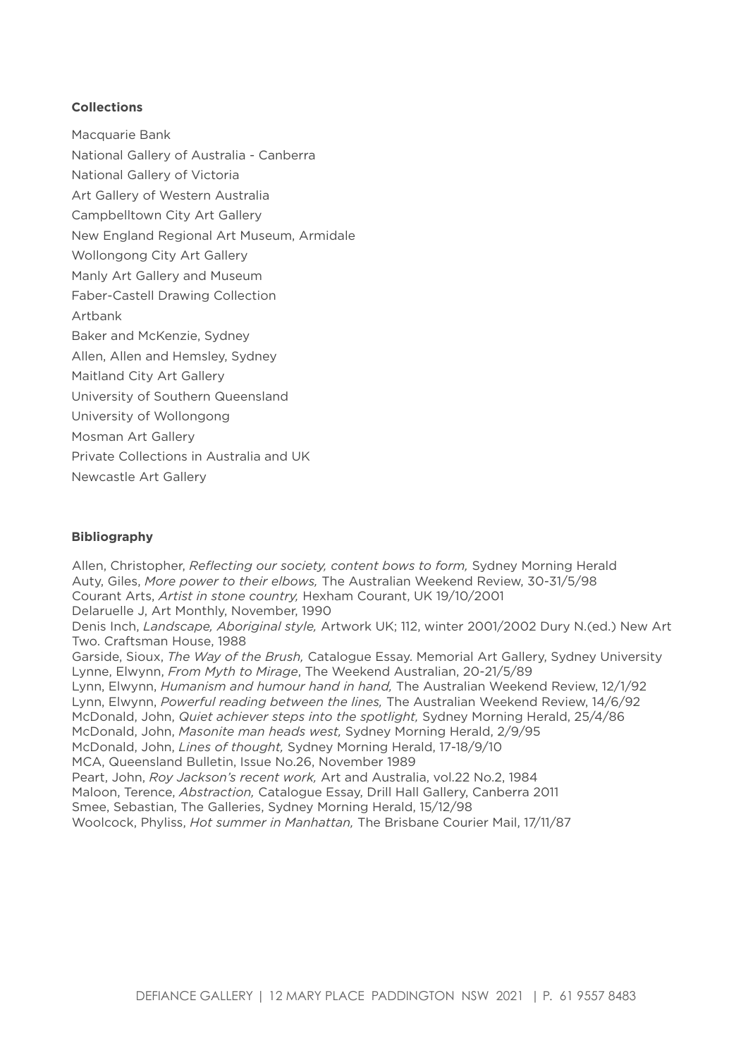**Collections**

Macquarie Bank

National Gallery of Australia - Canberra

National Gallery of Victoria

Art Gallery of Western Australia

Campbelltown City Art Gallery

New England Regional Art Museum, Armidale

Wollongong City Art Gallery

Manly Art Gallery and Museum

Faber-Castell Drawing Collection

Artbank

Baker and McKenzie, Sydney

Allen, Allen and Hemsley, Sydney

Maitland City Art Gallery

University of Southern Queensland

University of Wollongong

Mosman Art Gallery

Private Collections in Australia and UK

Newcastle Art Gallery

**Bibliography**

Allen, Christopher, *Reflecting our society, content bows to form,* Sydney Morning Herald
Auty, Giles, *More power to their elbows,* The Australian Weekend Review, 30-31/5/98
Courant Arts, *Artist in stone country,* Hexham Courant, UK 19/10/2001
Delaruelle J, Art Monthly, November, 1990
Denis Inch, *Landscape, Aboriginal style,* Artwork UK; 112, winter 2001/2002 Dury N.(ed.) New Art Two. Craftsman House, 1988
Garside, Sioux, *The Way of the Brush,* Catalogue Essay. Memorial Art Gallery, Sydney University
Lynne, Elwynn, *From Myth to Mirage*, The Weekend Australian, 20-21/5/89
Lynn, Elwynn, *Humanism and humour hand in hand,* The Australian Weekend Review, 12/1/92
Lynn, Elwynn, *Powerful reading between the lines,* The Australian Weekend Review, 14/6/92
McDonald, John, *Quiet achiever steps into the spotlight,* Sydney Morning Herald, 25/4/86
McDonald, John, *Masonite man heads west,* Sydney Morning Herald, 2/9/95
McDonald, John, *Lines of thought,* Sydney Morning Herald, 17-18/9/10
MCA, Queensland Bulletin, Issue No.26, November 1989
Peart, John, *Roy Jackson's recent work,* Art and Australia, vol.22 No.2, 1984
Maloon, Terence, *Abstraction,* Catalogue Essay, Drill Hall Gallery, Canberra 2011
Smee, Sebastian, The Galleries, Sydney Morning Herald, 15/12/98
Woolcock, Phyliss, *Hot summer in Manhattan,* The Brisbane Courier Mail, 17/11/87